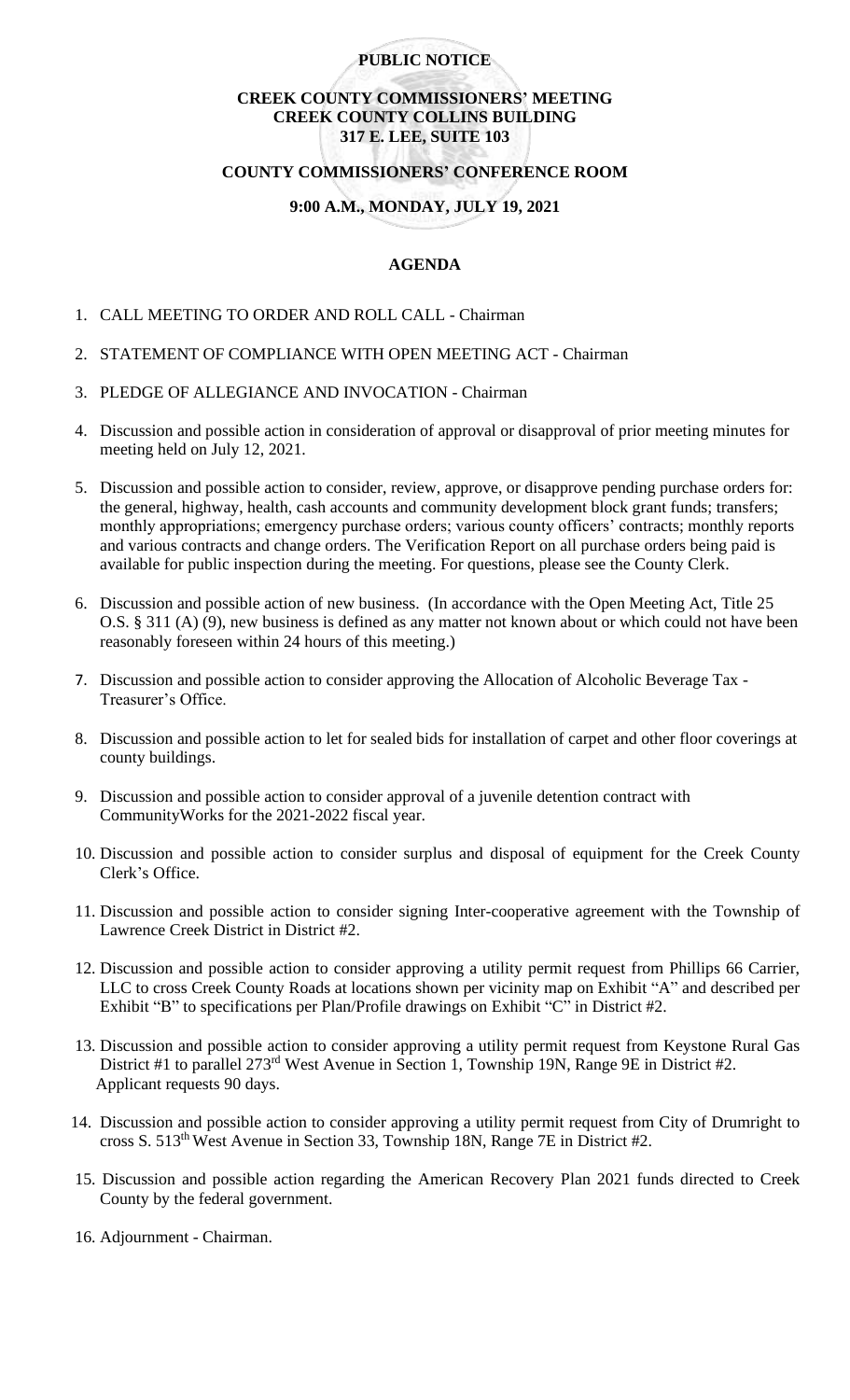**PUBLIC NOTICE**

**CREEK COUNTY COMMISSIONERS' MEETING**
**CREEK COUNTY COLLINS BUILDING**
**317 E. LEE, SUITE 103**

**COUNTY COMMISSIONERS' CONFERENCE ROOM**

**9:00 A.M., MONDAY, JULY 19, 2021**

**AGENDA**

1. CALL MEETING TO ORDER AND ROLL CALL - Chairman
2. STATEMENT OF COMPLIANCE WITH OPEN MEETING ACT - Chairman
3. PLEDGE OF ALLEGIANCE AND INVOCATION - Chairman
4. Discussion and possible action in consideration of approval or disapproval of prior meeting minutes for meeting held on July 12, 2021.
5. Discussion and possible action to consider, review, approve, or disapprove pending purchase orders for: the general, highway, health, cash accounts and community development block grant funds; transfers; monthly appropriations; emergency purchase orders; various county officers' contracts; monthly reports and various contracts and change orders. The Verification Report on all purchase orders being paid is available for public inspection during the meeting. For questions, please see the County Clerk.
6. Discussion and possible action of new business. (In accordance with the Open Meeting Act, Title 25 O.S. § 311 (A) (9), new business is defined as any matter not known about or which could not have been reasonably foreseen within 24 hours of this meeting.)
7. Discussion and possible action to consider approving the Allocation of Alcoholic Beverage Tax - Treasurer's Office.
8. Discussion and possible action to let for sealed bids for installation of carpet and other floor coverings at county buildings.
9. Discussion and possible action to consider approval of a juvenile detention contract with CommunityWorks for the 2021-2022 fiscal year.
10. Discussion and possible action to consider surplus and disposal of equipment for the Creek County Clerk's Office.
11. Discussion and possible action to consider signing Inter-cooperative agreement with the Township of Lawrence Creek District in District #2.
12. Discussion and possible action to consider approving a utility permit request from Phillips 66 Carrier, LLC to cross Creek County Roads at locations shown per vicinity map on Exhibit "A" and described per Exhibit "B" to specifications per Plan/Profile drawings on Exhibit "C" in District #2.
13. Discussion and possible action to consider approving a utility permit request from Keystone Rural Gas District #1 to parallel 273rd West Avenue in Section 1, Township 19N, Range 9E in District #2. Applicant requests 90 days.
14. Discussion and possible action to consider approving a utility permit request from City of Drumright to cross S. 513th West Avenue in Section 33, Township 18N, Range 7E in District #2.
15. Discussion and possible action regarding the American Recovery Plan 2021 funds directed to Creek County by the federal government.
16. Adjournment - Chairman.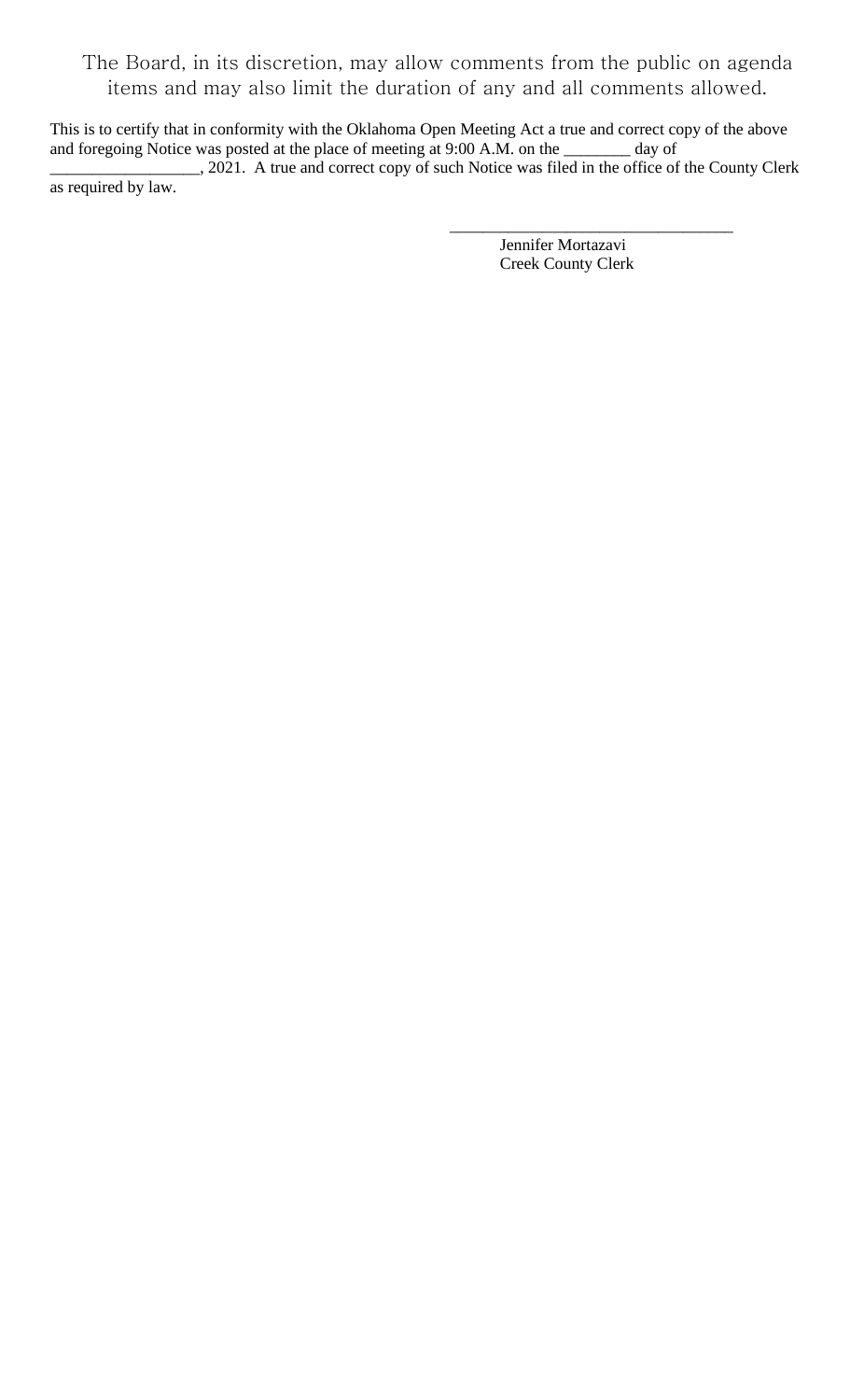The Board, in its discretion, may allow comments from the public on agenda items and may also limit the duration of any and all comments allowed.

This is to certify that in conformity with the Oklahoma Open Meeting Act a true and correct copy of the above and foregoing Notice was posted at the place of meeting at 9:00 A.M. on the ________ day of __________________, 2021. A true and correct copy of such Notice was filed in the office of the County Clerk as required by law.

\_\_\_\_\_\_\_\_\_\_\_\_\_\_\_\_\_\_\_\_\_\_\_\_\_\_\_\_\_\_\_\_\_\_\_

Jennifer Mortazavi
Creek County Clerk